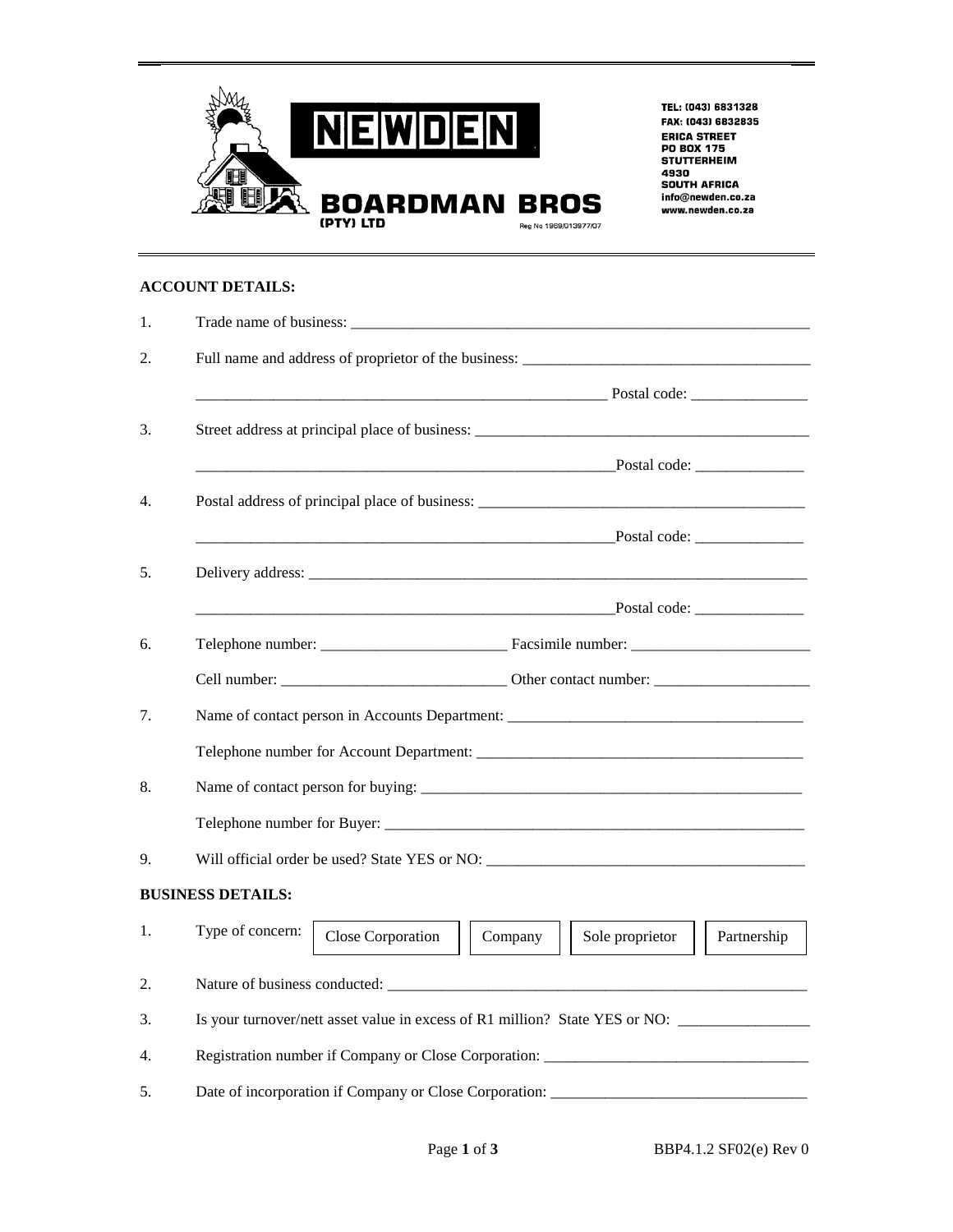**NEWDEN**

**BOARDMAN BROS (PTY) LTD**

Reg No 1969/013977/07

TEL: (043) 6831328
FAX: (043) 6832835
ERICA STREET
PO BOX 175
STUTTERHEIM
4930
SOUTH AFRICA
info@newden.co.za
www.newden.co.za

**ACCOUNT DETAILS:**

1. Trade name of business: ____________________________________________________________

2. Full name and address of proprietor of the business: _____________________________________

   _______________________________________________________ Postal code: _______________

3. Street address at principal place of business: _____________________________________________

   _______________________________________________________Postal code: ______________

4. Postal address of principal place of business: ____________________________________________

   _______________________________________________________Postal code: ______________

5. Delivery address: ___________________________________________________________________

   _______________________________________________________Postal code: ______________

6. Telephone number: ________________________ Facsimile number: _______________________

   Cell number: _____________________________ Other contact number: ____________________

7. Name of contact person in Accounts Department: ______________________________________

   Telephone number for Account Department: ___________________________________________

8. Name of contact person for buying: ________________________________________________

   Telephone number for Buyer: ______________________________________________________

9. Will official order be used? State YES or NO: __________________________________________

**BUSINESS DETAILS:**

1. Type of concern: Close Corporation | Company | Sole proprietor | Partnership

2. Nature of business conducted: _____________________________________________________

3. Is your turnover/nett asset value in excess of R1 million? State YES or NO: _________________

4. Registration number if Company or Close Corporation: __________________________________

5. Date of incorporation if Company or Close Corporation: _________________________________

BBP4.1.2 SF02(e) Rev 0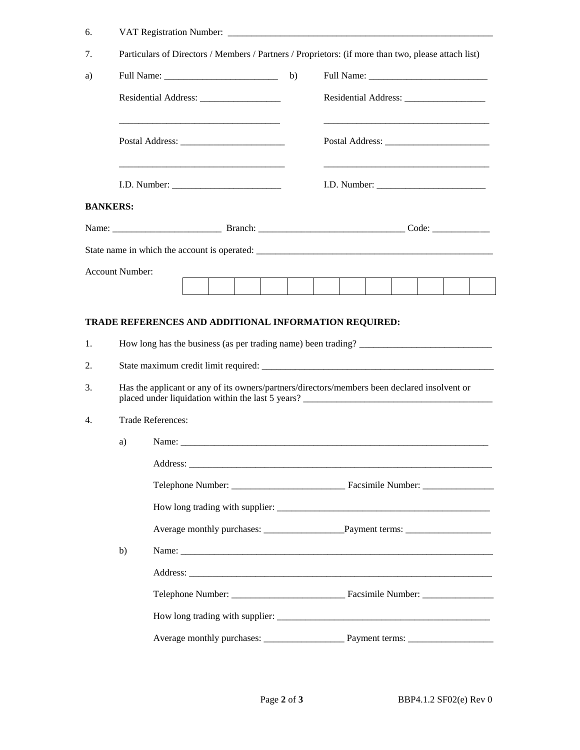6. VAT Registration Number: ___________________________________________________________

7. Particulars of Directors / Members / Partners / Proprietors: (if more than two, please attach list)

a) Full Name: ________________________

Residential Address: _________________

__________________________________

Postal Address: ______________________

__________________________________

I.D. Number: _______________________

b) Full Name: _________________________

Residential Address: _________________

__________________________________

Postal Address: ______________________

__________________________________

I.D. Number: _______________________

**BANKERS:**

Name: _______________________ Branch: ______________________________ Code: ____________

State name in which the account is operated: _____________________________________________________

Account Number:

| | | | | | | | | | | | |
|---|---|---|---|---|---|---|---|---|---|---|---|
| | | | | | | | | | | | |

**TRADE REFERENCES AND ADDITIONAL INFORMATION REQUIRED:**

1. How long has the business (as per trading name) been trading? ____________________________

2. State maximum credit limit required: ___________________________________________________

3. Has the applicant or any of its owners/partners/directors/members been declared insolvent or placed under liquidation within the last 5 years? _________________________________________

4. Trade References:

   a) Name: ___________________________________________________________________

      Address: _________________________________________________________________

      Telephone Number: ________________________ Facsimile Number: _______________

      How long trading with supplier: ______________________________________________

      Average monthly purchases: _________________Payment terms: __________________

   b) Name: ___________________________________________________________________

      Address: _________________________________________________________________

      Telephone Number: ________________________ Facsimile Number: _______________

      How long trading with supplier: ______________________________________________

      Average monthly purchases: _________________ Payment terms: __________________

BBP4.1.2 SF02(e) Rev 0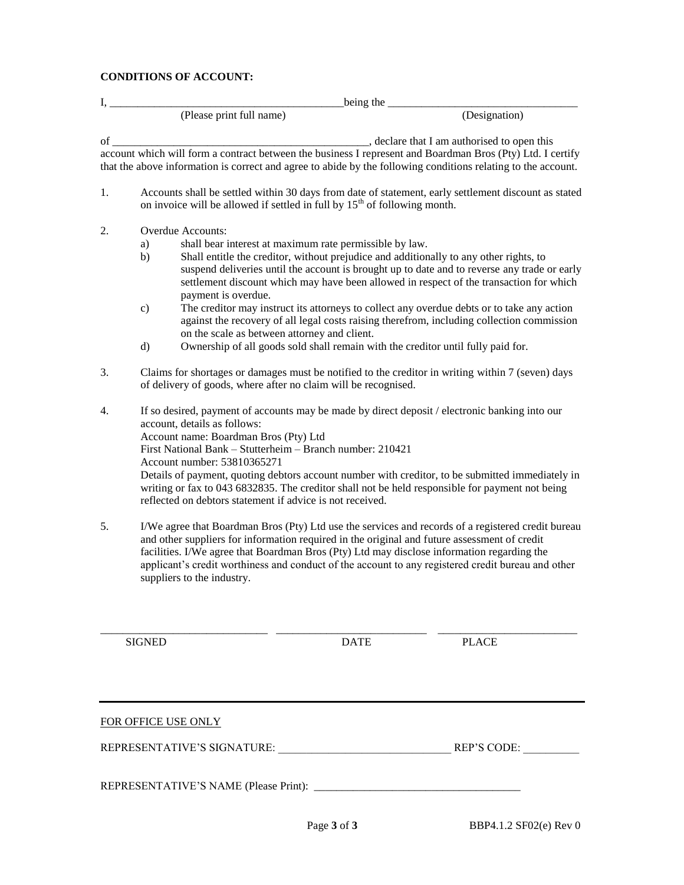**CONDITIONS OF ACCOUNT:**

I, ________________________________________being the ________________________________

(Please print full name) (Designation)

of ______________________________________________, declare that I am authorised to open this account which will form a contract between the business I represent and Boardman Bros (Pty) Ltd. I certify that the above information is correct and agree to abide by the following conditions relating to the account.

1. Accounts shall be settled within 30 days from date of statement, early settlement discount as stated on invoice will be allowed if settled in full by 15th of following month.

2. Overdue Accounts:
   a) shall bear interest at maximum rate permissible by law.
   b) Shall entitle the creditor, without prejudice and additionally to any other rights, to suspend deliveries until the account is brought up to date and to reverse any trade or early settlement discount which may have been allowed in respect of the transaction for which payment is overdue.
   c) The creditor may instruct its attorneys to collect any overdue debts or to take any action against the recovery of all legal costs raising therefrom, including collection commission on the scale as between attorney and client.
   d) Ownership of all goods sold shall remain with the creditor until fully paid for.

3. Claims for shortages or damages must be notified to the creditor in writing within 7 (seven) days of delivery of goods, where after no claim will be recognised.

4. If so desired, payment of accounts may be made by direct deposit / electronic banking into our account, details as follows:
   Account name: Boardman Bros (Pty) Ltd
   First National Bank – Stutterheim – Branch number: 210421
   Account number: 53810365271
   Details of payment, quoting debtors account number with creditor, to be submitted immediately in writing or fax to 043 6832835. The creditor shall not be held responsible for payment not being reflected on debtors statement if advice is not received.

5. I/We agree that Boardman Bros (Pty) Ltd use the services and records of a registered credit bureau and other suppliers for information required in the original and future assessment of credit facilities. I/We agree that Boardman Bros (Pty) Ltd may disclose information regarding the applicant's credit worthiness and conduct of the account to any registered credit bureau and other suppliers to the industry.

_____________________________ _________________________ ________________________

SIGNED DATE PLACE

---

FOR OFFICE USE ONLY

REPRESENTATIVE'S SIGNATURE: ______________________________ REP'S CODE: __________

REPRESENTATIVE'S NAME (Please Print): ___________________________________

BBP4.1.2 SF02(e) Rev 0